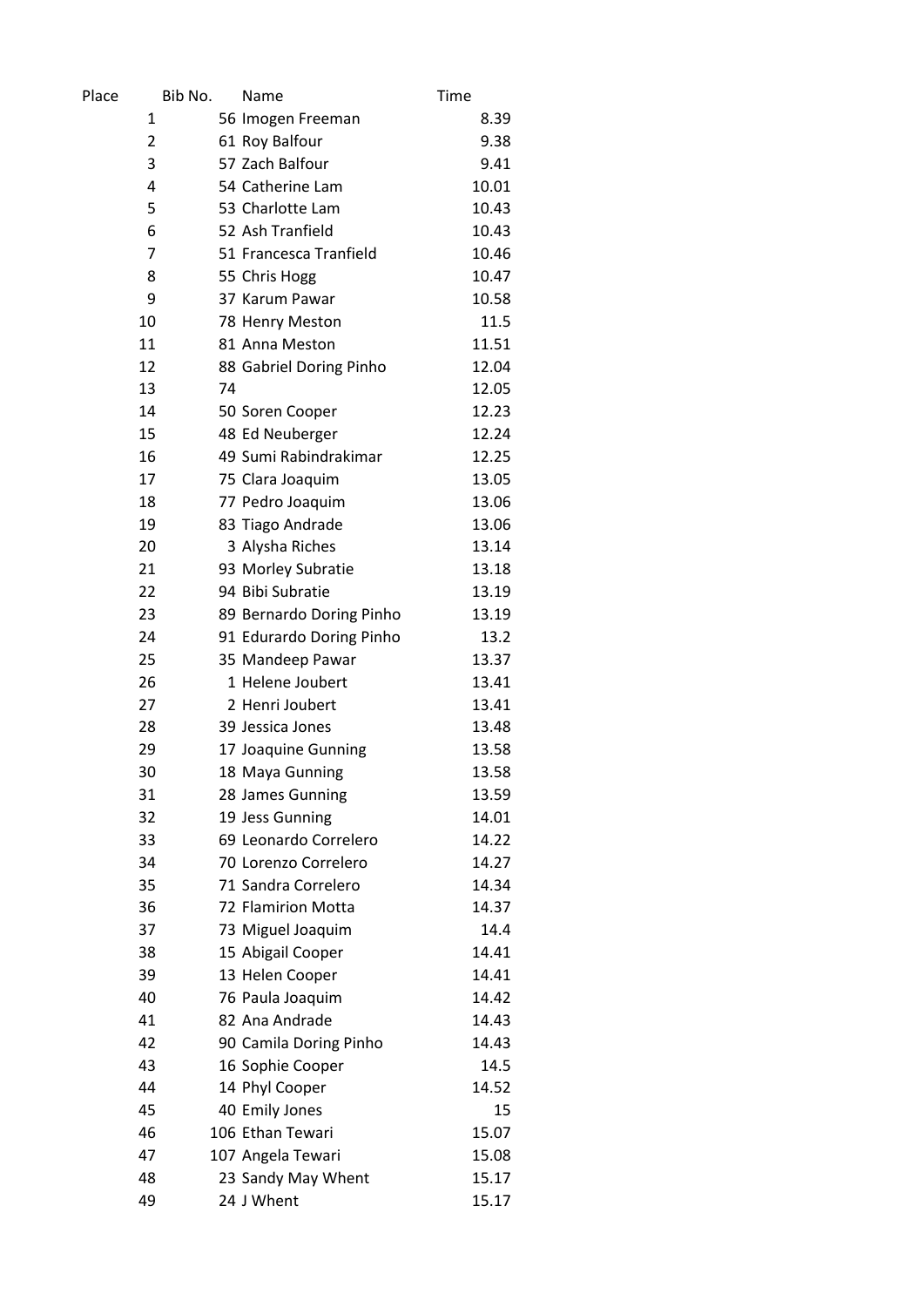| Place | Bib No. | Name | Time |
|---|---|---|---|
| 1 | 56 | Imogen Freeman | 8.39 |
| 2 | 61 | Roy Balfour | 9.38 |
| 3 | 57 | Zach Balfour | 9.41 |
| 4 | 54 | Catherine Lam | 10.01 |
| 5 | 53 | Charlotte Lam | 10.43 |
| 6 | 52 | Ash Tranfield | 10.43 |
| 7 | 51 | Francesca Tranfield | 10.46 |
| 8 | 55 | Chris Hogg | 10.47 |
| 9 | 37 | Karum Pawar | 10.58 |
| 10 | 78 | Henry Meston | 11.5 |
| 11 | 81 | Anna Meston | 11.51 |
| 12 | 88 | Gabriel Doring Pinho | 12.04 |
| 13 | 74 | | 12.05 |
| 14 | 50 | Soren Cooper | 12.23 |
| 15 | 48 | Ed Neuberger | 12.24 |
| 16 | 49 | Sumi Rabindrakimar | 12.25 |
| 17 | 75 | Clara Joaquim | 13.05 |
| 18 | 77 | Pedro Joaquim | 13.06 |
| 19 | 83 | Tiago Andrade | 13.06 |
| 20 | 3 | Alysha Riches | 13.14 |
| 21 | 93 | Morley Subratie | 13.18 |
| 22 | 94 | Bibi Subratie | 13.19 |
| 23 | 89 | Bernardo Doring Pinho | 13.19 |
| 24 | 91 | Edurardo Doring Pinho | 13.2 |
| 25 | 35 | Mandeep Pawar | 13.37 |
| 26 | 1 | Helene Joubert | 13.41 |
| 27 | 2 | Henri Joubert | 13.41 |
| 28 | 39 | Jessica Jones | 13.48 |
| 29 | 17 | Joaquine Gunning | 13.58 |
| 30 | 18 | Maya Gunning | 13.58 |
| 31 | 28 | James Gunning | 13.59 |
| 32 | 19 | Jess Gunning | 14.01 |
| 33 | 69 | Leonardo Correlero | 14.22 |
| 34 | 70 | Lorenzo Correlero | 14.27 |
| 35 | 71 | Sandra Correlero | 14.34 |
| 36 | 72 | Flamirion Motta | 14.37 |
| 37 | 73 | Miguel Joaquim | 14.4 |
| 38 | 15 | Abigail Cooper | 14.41 |
| 39 | 13 | Helen Cooper | 14.41 |
| 40 | 76 | Paula Joaquim | 14.42 |
| 41 | 82 | Ana Andrade | 14.43 |
| 42 | 90 | Camila Doring Pinho | 14.43 |
| 43 | 16 | Sophie Cooper | 14.5 |
| 44 | 14 | Phyl Cooper | 14.52 |
| 45 | 40 | Emily Jones | 15 |
| 46 | 106 | Ethan Tewari | 15.07 |
| 47 | 107 | Angela Tewari | 15.08 |
| 48 | 23 | Sandy May Whent | 15.17 |
| 49 | 24 | J Whent | 15.17 |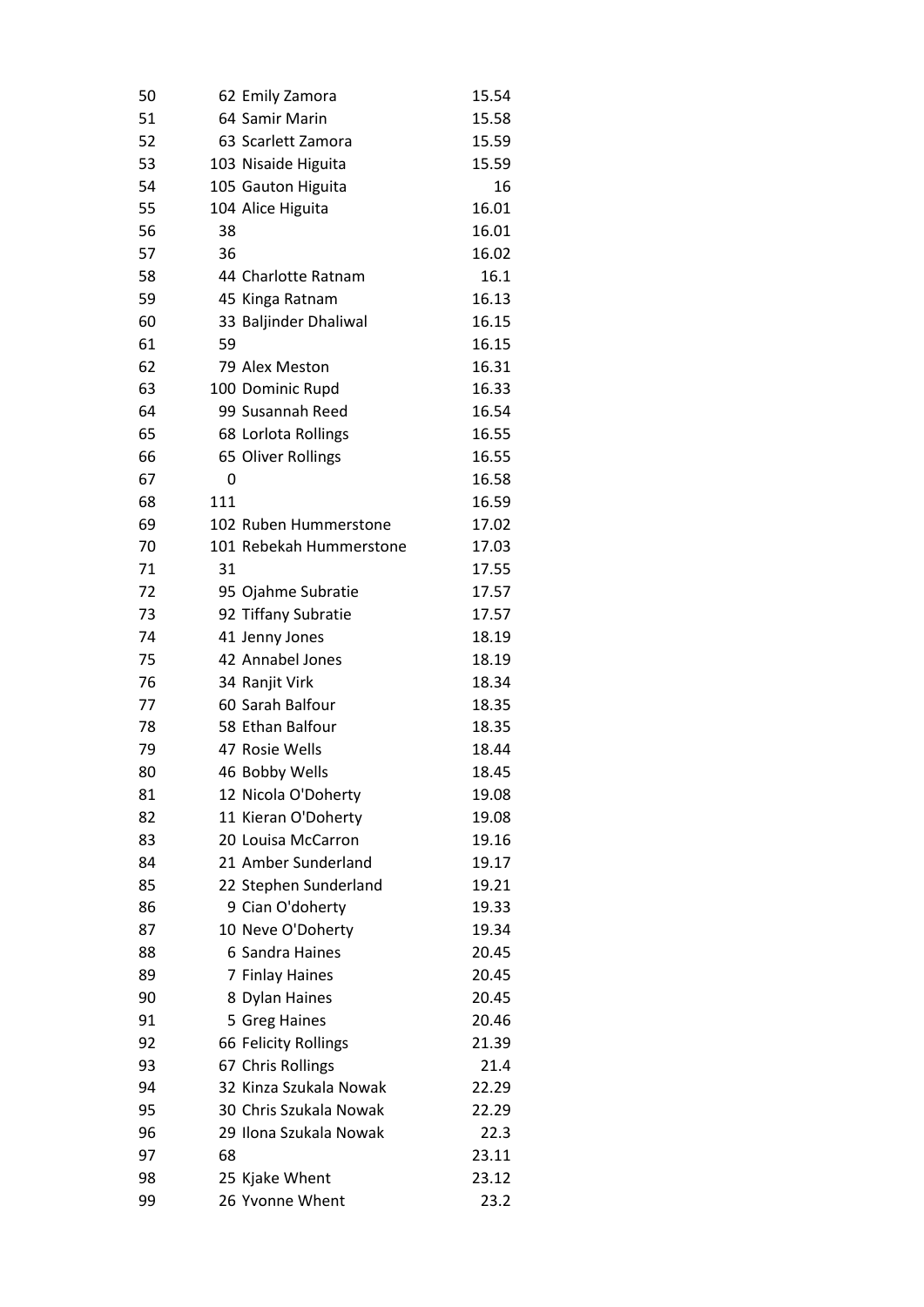| | | | |
|---|---|---|---|
| 50 | 62 | Emily Zamora | 15.54 |
| 51 | 64 | Samir Marin | 15.58 |
| 52 | 63 | Scarlett Zamora | 15.59 |
| 53 | 103 | Nisaide Higuita | 15.59 |
| 54 | 105 | Gauton Higuita | 16 |
| 55 | 104 | Alice Higuita | 16.01 |
| 56 | 38 | | 16.01 |
| 57 | 36 | | 16.02 |
| 58 | 44 | Charlotte Ratnam | 16.1 |
| 59 | 45 | Kinga Ratnam | 16.13 |
| 60 | 33 | Baljinder Dhaliwal | 16.15 |
| 61 | 59 | | 16.15 |
| 62 | 79 | Alex Meston | 16.31 |
| 63 | 100 | Dominic Rupd | 16.33 |
| 64 | 99 | Susannah Reed | 16.54 |
| 65 | 68 | Lorlota Rollings | 16.55 |
| 66 | 65 | Oliver Rollings | 16.55 |
| 67 | 0 | | 16.58 |
| 68 | 111 | | 16.59 |
| 69 | 102 | Ruben Hummerstone | 17.02 |
| 70 | 101 | Rebekah Hummerstone | 17.03 |
| 71 | 31 | | 17.55 |
| 72 | 95 | Ojahme Subratie | 17.57 |
| 73 | 92 | Tiffany Subratie | 17.57 |
| 74 | 41 | Jenny Jones | 18.19 |
| 75 | 42 | Annabel Jones | 18.19 |
| 76 | 34 | Ranjit Virk | 18.34 |
| 77 | 60 | Sarah Balfour | 18.35 |
| 78 | 58 | Ethan Balfour | 18.35 |
| 79 | 47 | Rosie Wells | 18.44 |
| 80 | 46 | Bobby Wells | 18.45 |
| 81 | 12 | Nicola O'Doherty | 19.08 |
| 82 | 11 | Kieran O'Doherty | 19.08 |
| 83 | 20 | Louisa McCarron | 19.16 |
| 84 | 21 | Amber Sunderland | 19.17 |
| 85 | 22 | Stephen Sunderland | 19.21 |
| 86 | 9 | Cian O'doherty | 19.33 |
| 87 | 10 | Neve O'Doherty | 19.34 |
| 88 | 6 | Sandra Haines | 20.45 |
| 89 | 7 | Finlay Haines | 20.45 |
| 90 | 8 | Dylan Haines | 20.45 |
| 91 | 5 | Greg Haines | 20.46 |
| 92 | 66 | Felicity Rollings | 21.39 |
| 93 | 67 | Chris Rollings | 21.4 |
| 94 | 32 | Kinza Szukala Nowak | 22.29 |
| 95 | 30 | Chris Szukala Nowak | 22.29 |
| 96 | 29 | Ilona Szukala Nowak | 22.3 |
| 97 | 68 | | 23.11 |
| 98 | 25 | Kjake Whent | 23.12 |
| 99 | 26 | Yvonne Whent | 23.2 |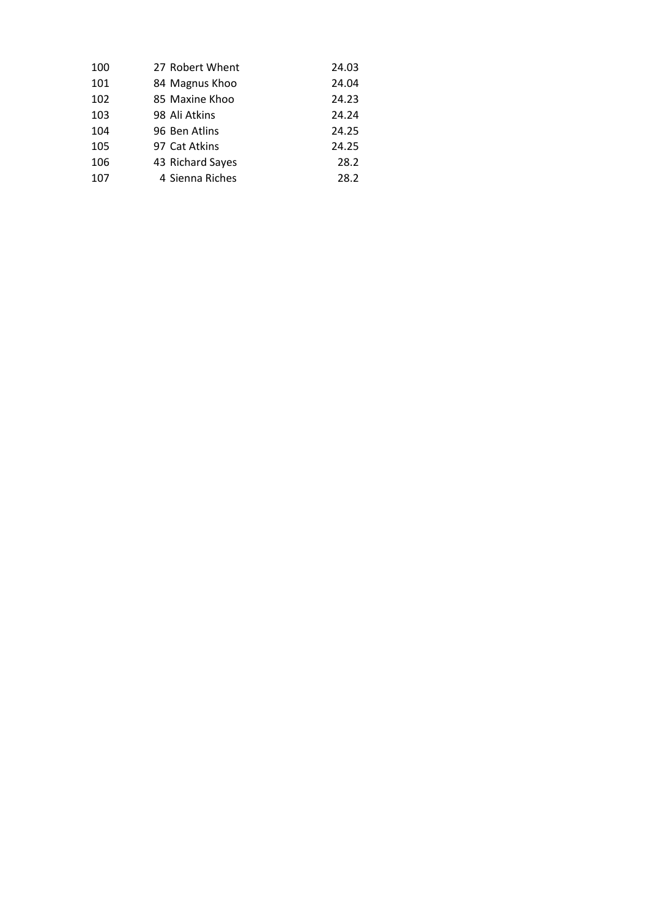| | | | |
|---|---|---|---|
| 100 | 27 | Robert Whent | 24.03 |
| 101 | 84 | Magnus Khoo | 24.04 |
| 102 | 85 | Maxine Khoo | 24.23 |
| 103 | 98 | Ali Atkins | 24.24 |
| 104 | 96 | Ben Atlins | 24.25 |
| 105 | 97 | Cat Atkins | 24.25 |
| 106 | 43 | Richard Sayes | 28.2 |
| 107 | 4 | Sienna Riches | 28.2 |